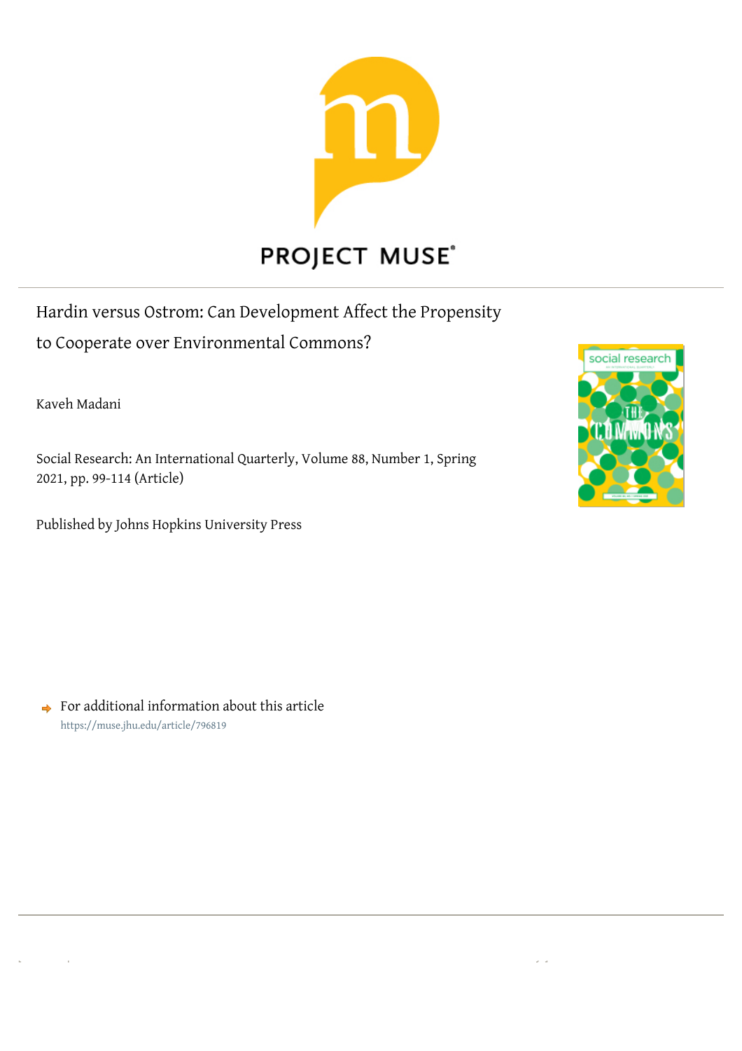PROJECT MUSE®

Hardin versus Ostrom: Can Development Affect the Propensity to Cooperate over Environmental Commons?

Kaveh Madani

Social Research: An International Quarterly, Volume 88, Number 1, Spring 2021, pp. 99-114 (Article)

Published by Johns Hopkins University Press

For additional information about this article
https://muse.jhu.edu/article/796819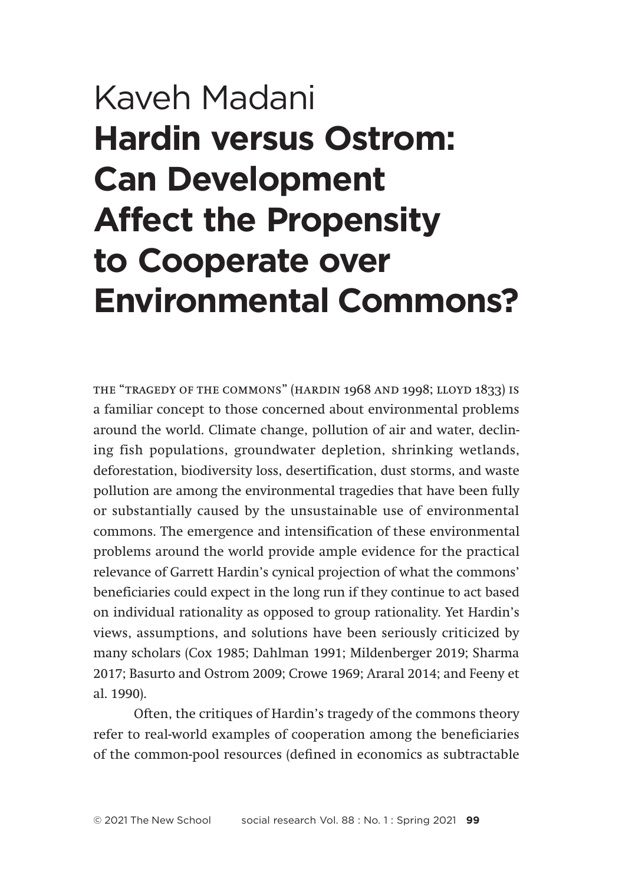Kaveh Madani

# Hardin versus Ostrom: Can Development Affect the Propensity to Cooperate over Environmental Commons?

THE "TRAGEDY OF THE COMMONS" (HARDIN 1968 AND 1998; LLOYD 1833) IS a familiar concept to those concerned about environmental problems around the world. Climate change, pollution of air and water, declining fish populations, groundwater depletion, shrinking wetlands, deforestation, biodiversity loss, desertification, dust storms, and waste pollution are among the environmental tragedies that have been fully or substantially caused by the unsustainable use of environmental commons. The emergence and intensification of these environmental problems around the world provide ample evidence for the practical relevance of Garrett Hardin's cynical projection of what the commons' beneficiaries could expect in the long run if they continue to act based on individual rationality as opposed to group rationality. Yet Hardin's views, assumptions, and solutions have been seriously criticized by many scholars (Cox 1985; Dahlman 1991; Mildenberger 2019; Sharma 2017; Basurto and Ostrom 2009; Crowe 1969; Araral 2014; and Feeny et al. 1990).

Often, the critiques of Hardin's tragedy of the commons theory refer to real-world examples of cooperation among the beneficiaries of the common-pool resources (defined in economics as subtractable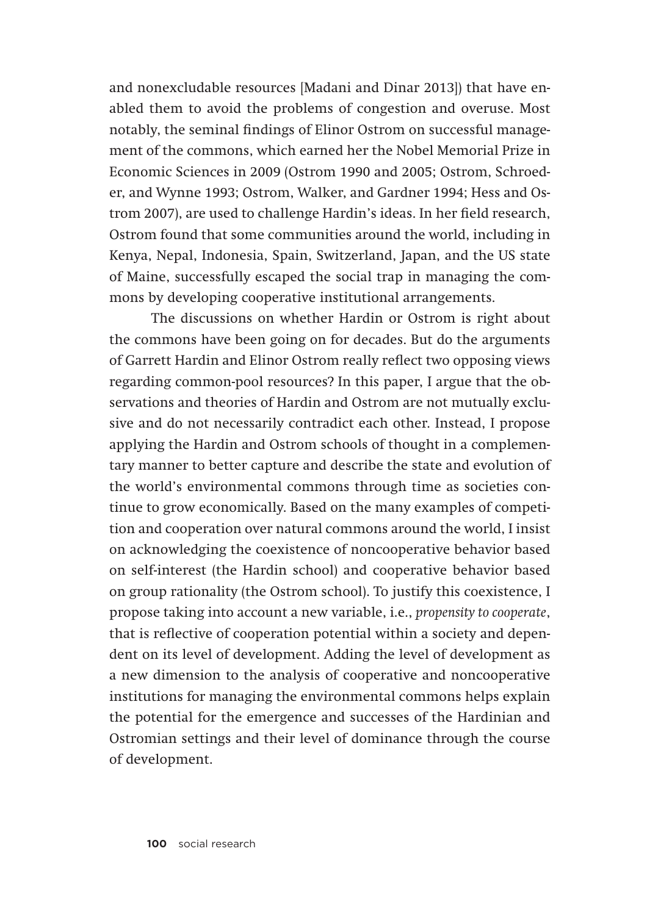and nonexcludable resources [Madani and Dinar 2013]) that have enabled them to avoid the problems of congestion and overuse. Most notably, the seminal findings of Elinor Ostrom on successful management of the commons, which earned her the Nobel Memorial Prize in Economic Sciences in 2009 (Ostrom 1990 and 2005; Ostrom, Schroeder, and Wynne 1993; Ostrom, Walker, and Gardner 1994; Hess and Ostrom 2007), are used to challenge Hardin's ideas. In her field research, Ostrom found that some communities around the world, including in Kenya, Nepal, Indonesia, Spain, Switzerland, Japan, and the US state of Maine, successfully escaped the social trap in managing the commons by developing cooperative institutional arrangements.

The discussions on whether Hardin or Ostrom is right about the commons have been going on for decades. But do the arguments of Garrett Hardin and Elinor Ostrom really reflect two opposing views regarding common-pool resources? In this paper, I argue that the observations and theories of Hardin and Ostrom are not mutually exclusive and do not necessarily contradict each other. Instead, I propose applying the Hardin and Ostrom schools of thought in a complementary manner to better capture and describe the state and evolution of the world's environmental commons through time as societies continue to grow economically. Based on the many examples of competition and cooperation over natural commons around the world, I insist on acknowledging the coexistence of noncooperative behavior based on self-interest (the Hardin school) and cooperative behavior based on group rationality (the Ostrom school). To justify this coexistence, I propose taking into account a new variable, i.e., *propensity to cooperate*, that is reflective of cooperation potential within a society and dependent on its level of development. Adding the level of development as a new dimension to the analysis of cooperative and noncooperative institutions for managing the environmental commons helps explain the potential for the emergence and successes of the Hardinian and Ostromian settings and their level of dominance through the course of development.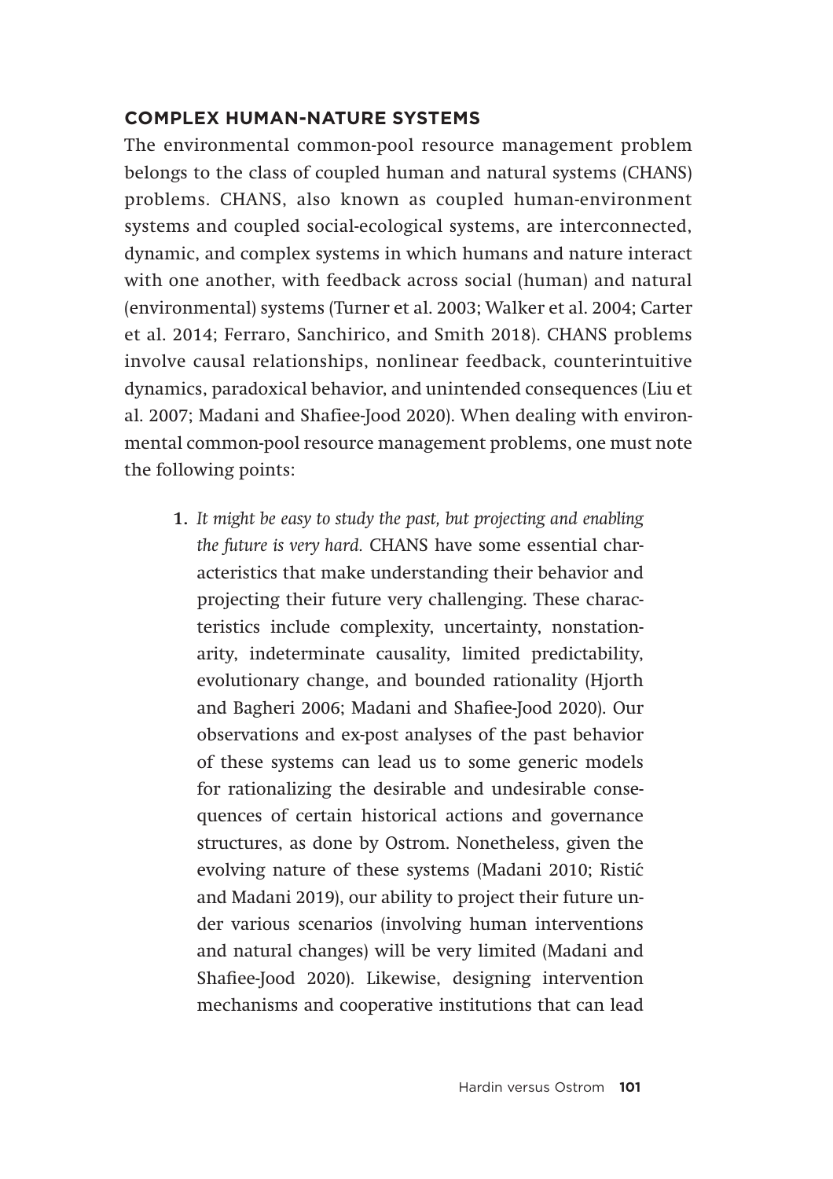## COMPLEX HUMAN-NATURE SYSTEMS

The environmental common-pool resource management problem belongs to the class of coupled human and natural systems (CHANS) problems. CHANS, also known as coupled human-environment systems and coupled social-ecological systems, are interconnected, dynamic, and complex systems in which humans and nature interact with one another, with feedback across social (human) and natural (environmental) systems (Turner et al. 2003; Walker et al. 2004; Carter et al. 2014; Ferraro, Sanchirico, and Smith 2018). CHANS problems involve causal relationships, nonlinear feedback, counterintuitive dynamics, paradoxical behavior, and unintended consequences (Liu et al. 2007; Madani and Shafiee-Jood 2020). When dealing with environmental common-pool resource management problems, one must note the following points:

1. *It might be easy to study the past, but projecting and enabling the future is very hard.* CHANS have some essential characteristics that make understanding their behavior and projecting their future very challenging. These characteristics include complexity, uncertainty, nonstationarity, indeterminate causality, limited predictability, evolutionary change, and bounded rationality (Hjorth and Bagheri 2006; Madani and Shafiee-Jood 2020). Our observations and ex-post analyses of the past behavior of these systems can lead us to some generic models for rationalizing the desirable and undesirable consequences of certain historical actions and governance structures, as done by Ostrom. Nonetheless, given the evolving nature of these systems (Madani 2010; Ristić and Madani 2019), our ability to project their future under various scenarios (involving human interventions and natural changes) will be very limited (Madani and Shafiee-Jood 2020). Likewise, designing intervention mechanisms and cooperative institutions that can lead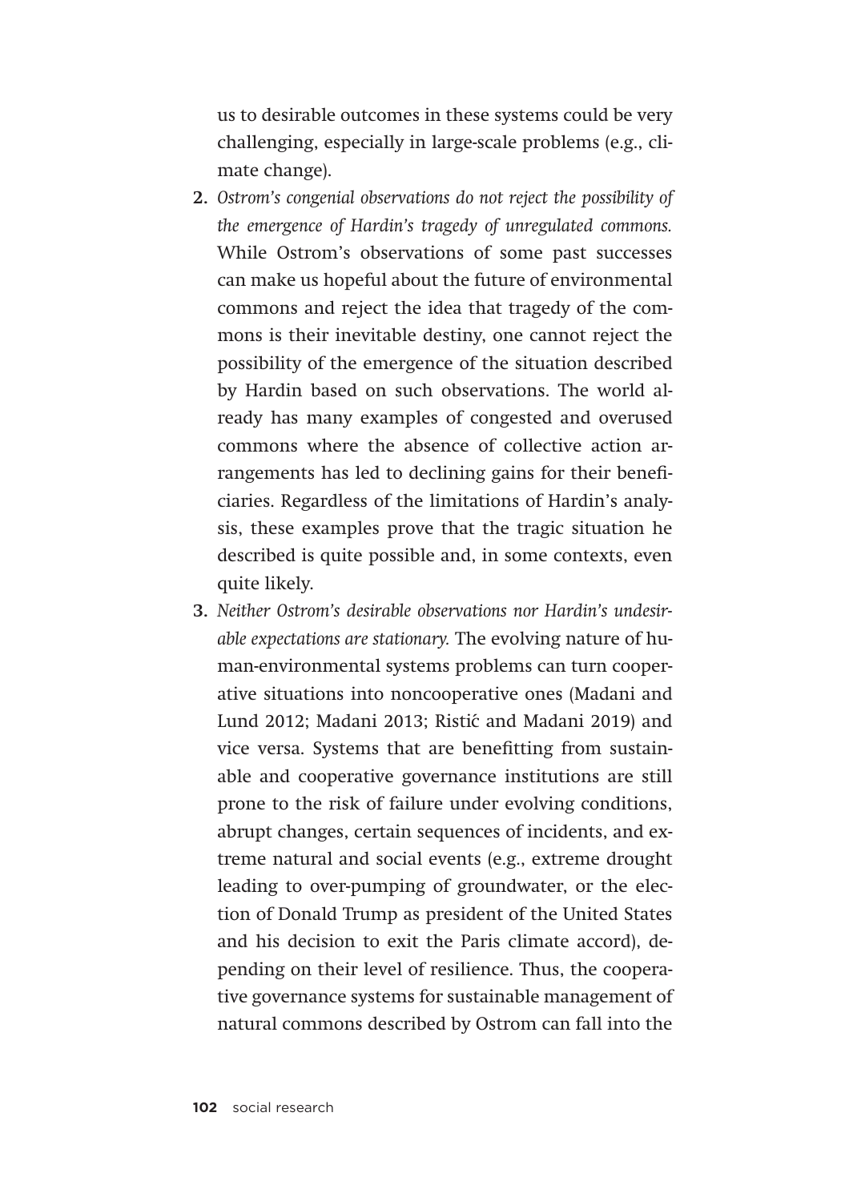us to desirable outcomes in these systems could be very challenging, especially in large-scale problems (e.g., climate change).

2. *Ostrom's congenial observations do not reject the possibility of the emergence of Hardin's tragedy of unregulated commons.* While Ostrom's observations of some past successes can make us hopeful about the future of environmental commons and reject the idea that tragedy of the commons is their inevitable destiny, one cannot reject the possibility of the emergence of the situation described by Hardin based on such observations. The world already has many examples of congested and overused commons where the absence of collective action arrangements has led to declining gains for their beneficiaries. Regardless of the limitations of Hardin's analysis, these examples prove that the tragic situation he described is quite possible and, in some contexts, even quite likely.

3. *Neither Ostrom's desirable observations nor Hardin's undesirable expectations are stationary.* The evolving nature of human-environmental systems problems can turn cooperative situations into noncooperative ones (Madani and Lund 2012; Madani 2013; Ristić and Madani 2019) and vice versa. Systems that are benefitting from sustainable and cooperative governance institutions are still prone to the risk of failure under evolving conditions, abrupt changes, certain sequences of incidents, and extreme natural and social events (e.g., extreme drought leading to over-pumping of groundwater, or the election of Donald Trump as president of the United States and his decision to exit the Paris climate accord), depending on their level of resilience. Thus, the cooperative governance systems for sustainable management of natural commons described by Ostrom can fall into the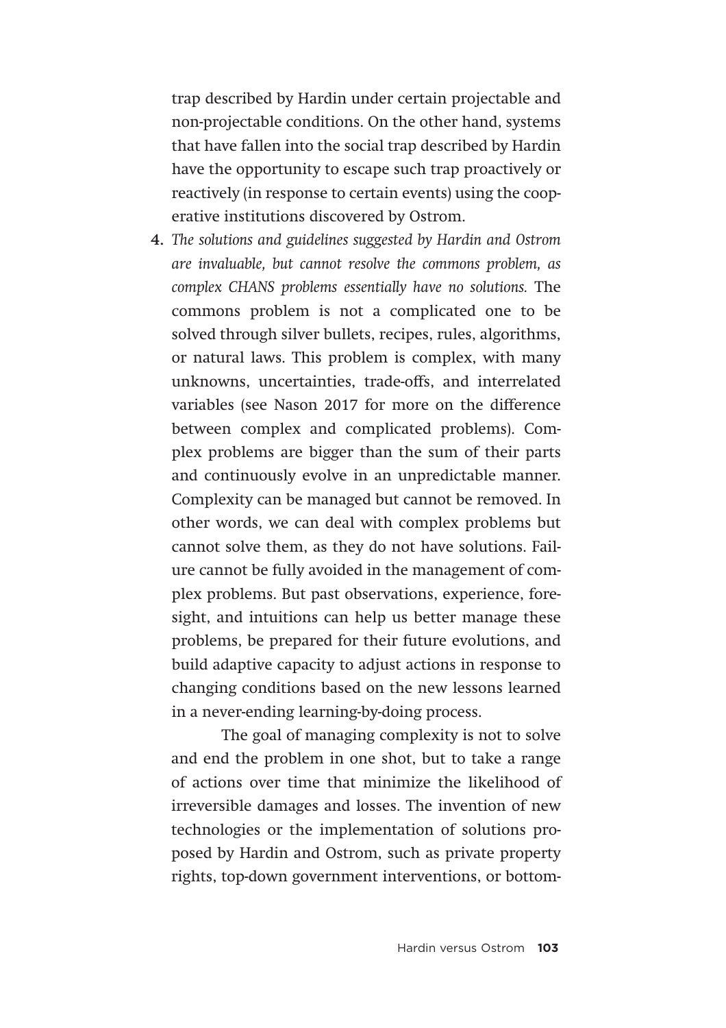trap described by Hardin under certain projectable and non-projectable conditions. On the other hand, systems that have fallen into the social trap described by Hardin have the opportunity to escape such trap proactively or reactively (in response to certain events) using the cooperative institutions discovered by Ostrom.

4. *The solutions and guidelines suggested by Hardin and Ostrom are invaluable, but cannot resolve the commons problem, as complex CHANS problems essentially have no solutions.* The commons problem is not a complicated one to be solved through silver bullets, recipes, rules, algorithms, or natural laws. This problem is complex, with many unknowns, uncertainties, trade-offs, and interrelated variables (see Nason 2017 for more on the difference between complex and complicated problems). Complex problems are bigger than the sum of their parts and continuously evolve in an unpredictable manner. Complexity can be managed but cannot be removed. In other words, we can deal with complex problems but cannot solve them, as they do not have solutions. Failure cannot be fully avoided in the management of complex problems. But past observations, experience, foresight, and intuitions can help us better manage these problems, be prepared for their future evolutions, and build adaptive capacity to adjust actions in response to changing conditions based on the new lessons learned in a never-ending learning-by-doing process.

   The goal of managing complexity is not to solve and end the problem in one shot, but to take a range of actions over time that minimize the likelihood of irreversible damages and losses. The invention of new technologies or the implementation of solutions proposed by Hardin and Ostrom, such as private property rights, top-down government interventions, or bottom-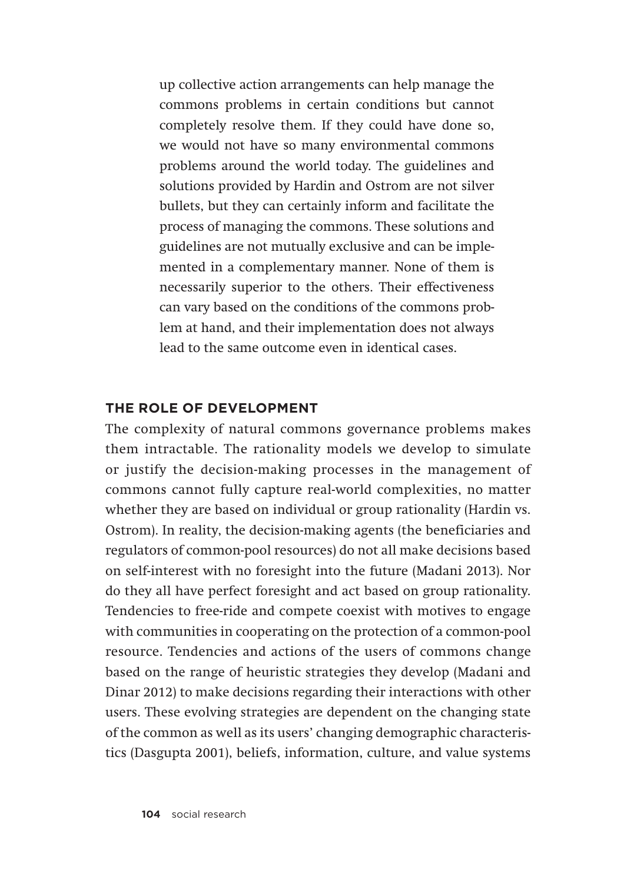up collective action arrangements can help manage the commons problems in certain conditions but cannot completely resolve them. If they could have done so, we would not have so many environmental commons problems around the world today. The guidelines and solutions provided by Hardin and Ostrom are not silver bullets, but they can certainly inform and facilitate the process of managing the commons. These solutions and guidelines are not mutually exclusive and can be implemented in a complementary manner. None of them is necessarily superior to the others. Their effectiveness can vary based on the conditions of the commons problem at hand, and their implementation does not always lead to the same outcome even in identical cases.

## THE ROLE OF DEVELOPMENT

The complexity of natural commons governance problems makes them intractable. The rationality models we develop to simulate or justify the decision-making processes in the management of commons cannot fully capture real-world complexities, no matter whether they are based on individual or group rationality (Hardin vs. Ostrom). In reality, the decision-making agents (the beneficiaries and regulators of common-pool resources) do not all make decisions based on self-interest with no foresight into the future (Madani 2013). Nor do they all have perfect foresight and act based on group rationality. Tendencies to free-ride and compete coexist with motives to engage with communities in cooperating on the protection of a common-pool resource. Tendencies and actions of the users of commons change based on the range of heuristic strategies they develop (Madani and Dinar 2012) to make decisions regarding their interactions with other users. These evolving strategies are dependent on the changing state of the common as well as its users' changing demographic characteristics (Dasgupta 2001), beliefs, information, culture, and value systems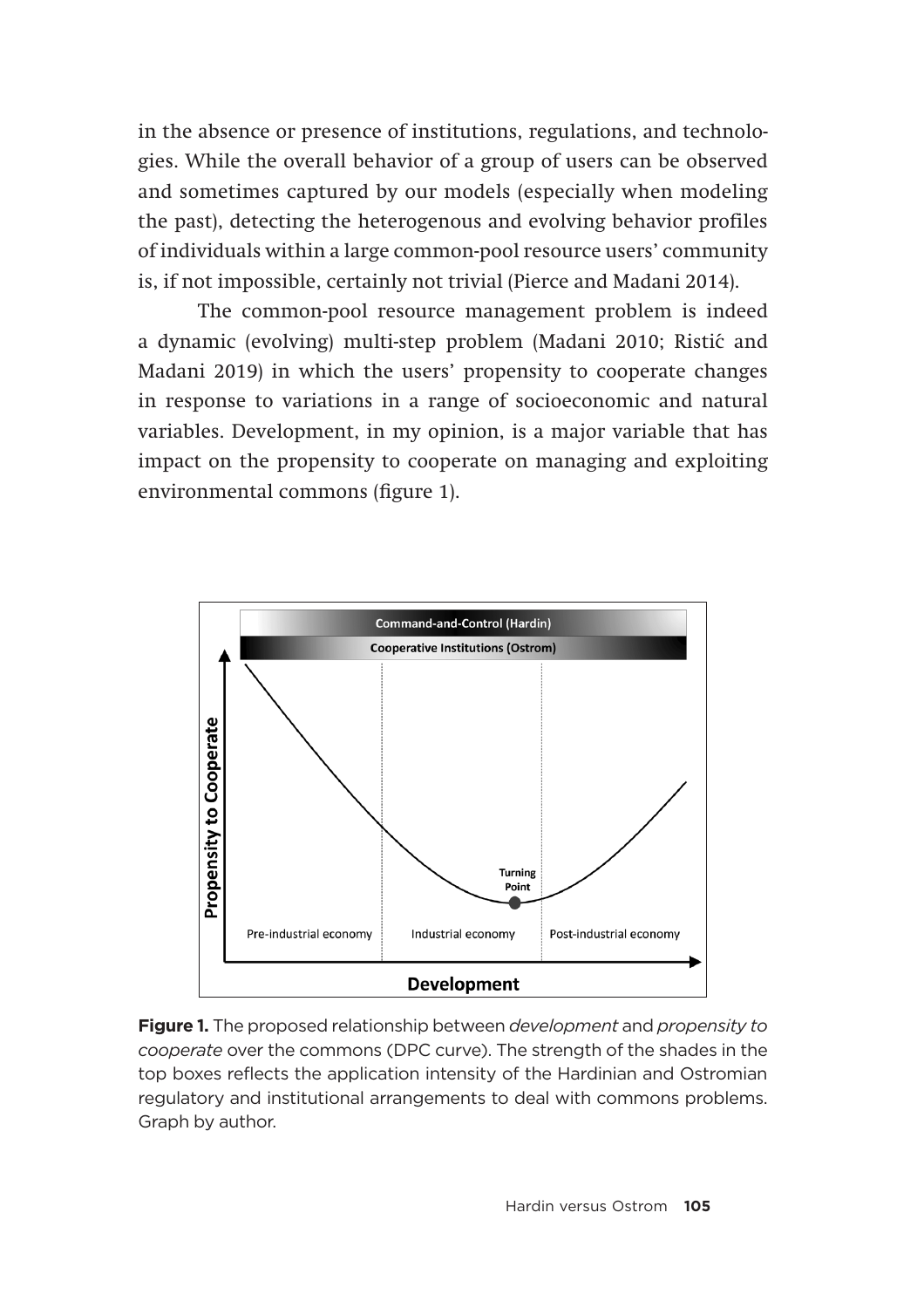in the absence or presence of institutions, regulations, and technologies. While the overall behavior of a group of users can be observed and sometimes captured by our models (especially when modeling the past), detecting the heterogenous and evolving behavior profiles of individuals within a large common-pool resource users' community is, if not impossible, certainly not trivial (Pierce and Madani 2014).

The common-pool resource management problem is indeed a dynamic (evolving) multi-step problem (Madani 2010; Ristić and Madani 2019) in which the users' propensity to cooperate changes in response to variations in a range of socioeconomic and natural variables. Development, in my opinion, is a major variable that has impact on the propensity to cooperate on managing and exploiting environmental commons (figure 1).

**Figure 1.** The proposed relationship between *development* and *propensity to cooperate* over the commons (DPC curve). The strength of the shades in the top boxes reflects the application intensity of the Hardinian and Ostromian regulatory and institutional arrangements to deal with commons problems. Graph by author.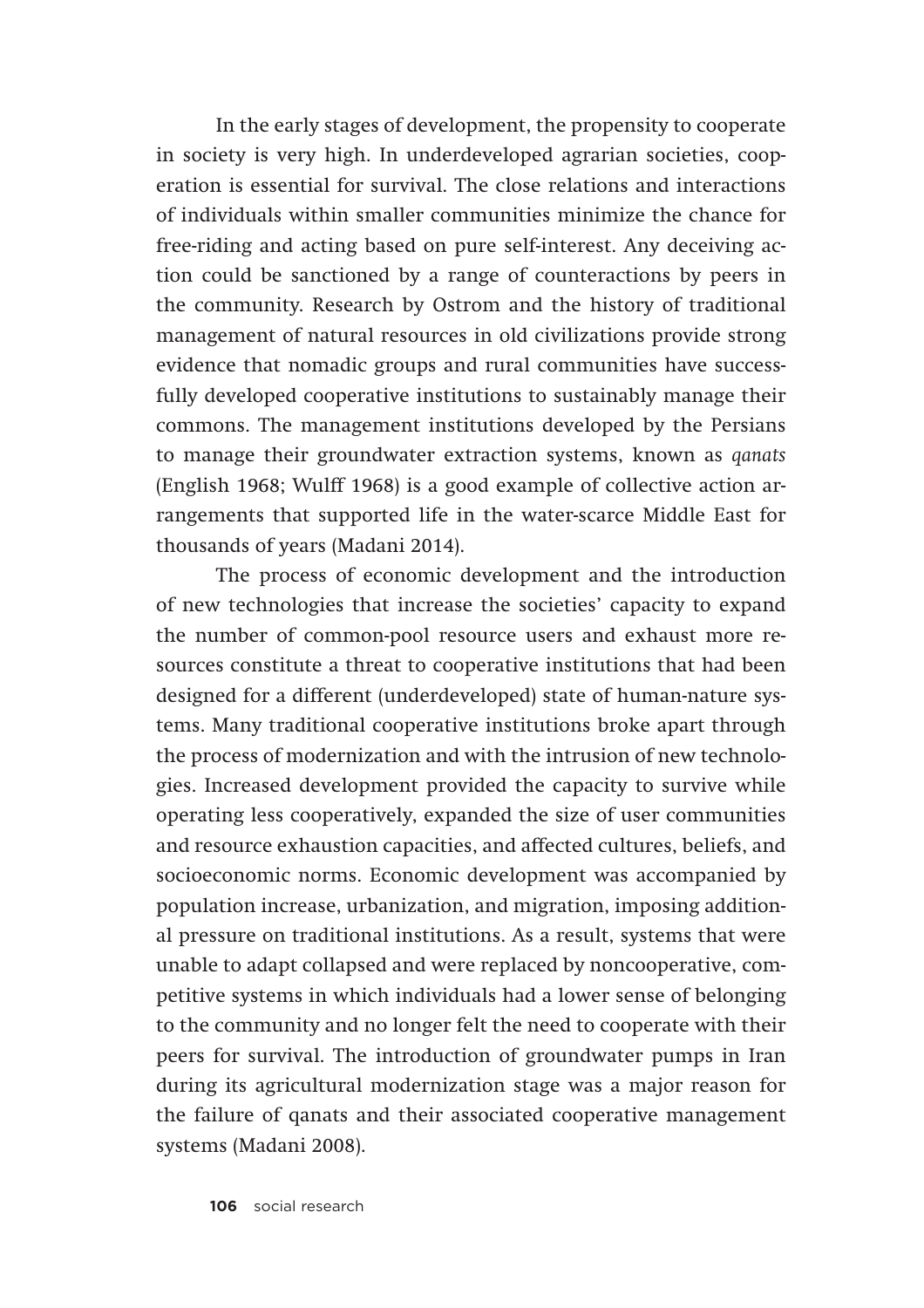In the early stages of development, the propensity to cooperate in society is very high. In underdeveloped agrarian societies, cooperation is essential for survival. The close relations and interactions of individuals within smaller communities minimize the chance for free-riding and acting based on pure self-interest. Any deceiving action could be sanctioned by a range of counteractions by peers in the community. Research by Ostrom and the history of traditional management of natural resources in old civilizations provide strong evidence that nomadic groups and rural communities have successfully developed cooperative institutions to sustainably manage their commons. The management institutions developed by the Persians to manage their groundwater extraction systems, known as *qanats* (English 1968; Wulff 1968) is a good example of collective action arrangements that supported life in the water-scarce Middle East for thousands of years (Madani 2014).

The process of economic development and the introduction of new technologies that increase the societies' capacity to expand the number of common-pool resource users and exhaust more resources constitute a threat to cooperative institutions that had been designed for a different (underdeveloped) state of human-nature systems. Many traditional cooperative institutions broke apart through the process of modernization and with the intrusion of new technologies. Increased development provided the capacity to survive while operating less cooperatively, expanded the size of user communities and resource exhaustion capacities, and affected cultures, beliefs, and socioeconomic norms. Economic development was accompanied by population increase, urbanization, and migration, imposing additional pressure on traditional institutions. As a result, systems that were unable to adapt collapsed and were replaced by noncooperative, competitive systems in which individuals had a lower sense of belonging to the community and no longer felt the need to cooperate with their peers for survival. The introduction of groundwater pumps in Iran during its agricultural modernization stage was a major reason for the failure of qanats and their associated cooperative management systems (Madani 2008).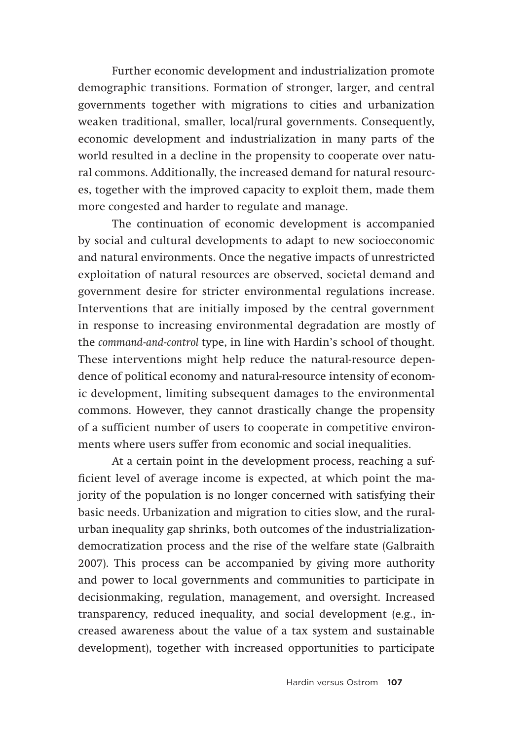Further economic development and industrialization promote demographic transitions. Formation of stronger, larger, and central governments together with migrations to cities and urbanization weaken traditional, smaller, local/rural governments. Consequently, economic development and industrialization in many parts of the world resulted in a decline in the propensity to cooperate over natural commons. Additionally, the increased demand for natural resources, together with the improved capacity to exploit them, made them more congested and harder to regulate and manage.

The continuation of economic development is accompanied by social and cultural developments to adapt to new socioeconomic and natural environments. Once the negative impacts of unrestricted exploitation of natural resources are observed, societal demand and government desire for stricter environmental regulations increase. Interventions that are initially imposed by the central government in response to increasing environmental degradation are mostly of the *command-and-control* type, in line with Hardin's school of thought. These interventions might help reduce the natural-resource dependence of political economy and natural-resource intensity of economic development, limiting subsequent damages to the environmental commons. However, they cannot drastically change the propensity of a sufficient number of users to cooperate in competitive environments where users suffer from economic and social inequalities.

At a certain point in the development process, reaching a sufficient level of average income is expected, at which point the majority of the population is no longer concerned with satisfying their basic needs. Urbanization and migration to cities slow, and the rural-urban inequality gap shrinks, both outcomes of the industrialization-democratization process and the rise of the welfare state (Galbraith 2007). This process can be accompanied by giving more authority and power to local governments and communities to participate in decisionmaking, regulation, management, and oversight. Increased transparency, reduced inequality, and social development (e.g., increased awareness about the value of a tax system and sustainable development), together with increased opportunities to participate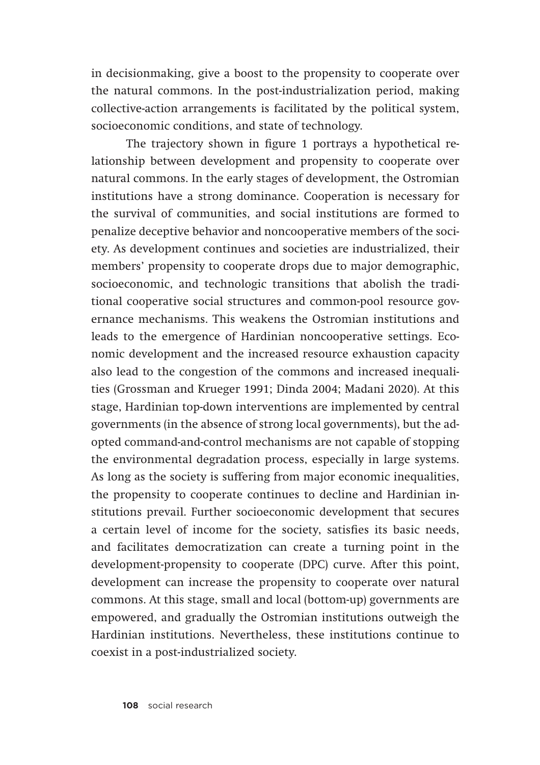in decisionmaking, give a boost to the propensity to cooperate over the natural commons. In the post-industrialization period, making collective-action arrangements is facilitated by the political system, socioeconomic conditions, and state of technology.

The trajectory shown in figure 1 portrays a hypothetical relationship between development and propensity to cooperate over natural commons. In the early stages of development, the Ostromian institutions have a strong dominance. Cooperation is necessary for the survival of communities, and social institutions are formed to penalize deceptive behavior and noncooperative members of the society. As development continues and societies are industrialized, their members' propensity to cooperate drops due to major demographic, socioeconomic, and technologic transitions that abolish the traditional cooperative social structures and common-pool resource governance mechanisms. This weakens the Ostromian institutions and leads to the emergence of Hardinian noncooperative settings. Economic development and the increased resource exhaustion capacity also lead to the congestion of the commons and increased inequalities (Grossman and Krueger 1991; Dinda 2004; Madani 2020). At this stage, Hardinian top-down interventions are implemented by central governments (in the absence of strong local governments), but the adopted command-and-control mechanisms are not capable of stopping the environmental degradation process, especially in large systems. As long as the society is suffering from major economic inequalities, the propensity to cooperate continues to decline and Hardinian institutions prevail. Further socioeconomic development that secures a certain level of income for the society, satisfies its basic needs, and facilitates democratization can create a turning point in the development-propensity to cooperate (DPC) curve. After this point, development can increase the propensity to cooperate over natural commons. At this stage, small and local (bottom-up) governments are empowered, and gradually the Ostromian institutions outweigh the Hardinian institutions. Nevertheless, these institutions continue to coexist in a post-industrialized society.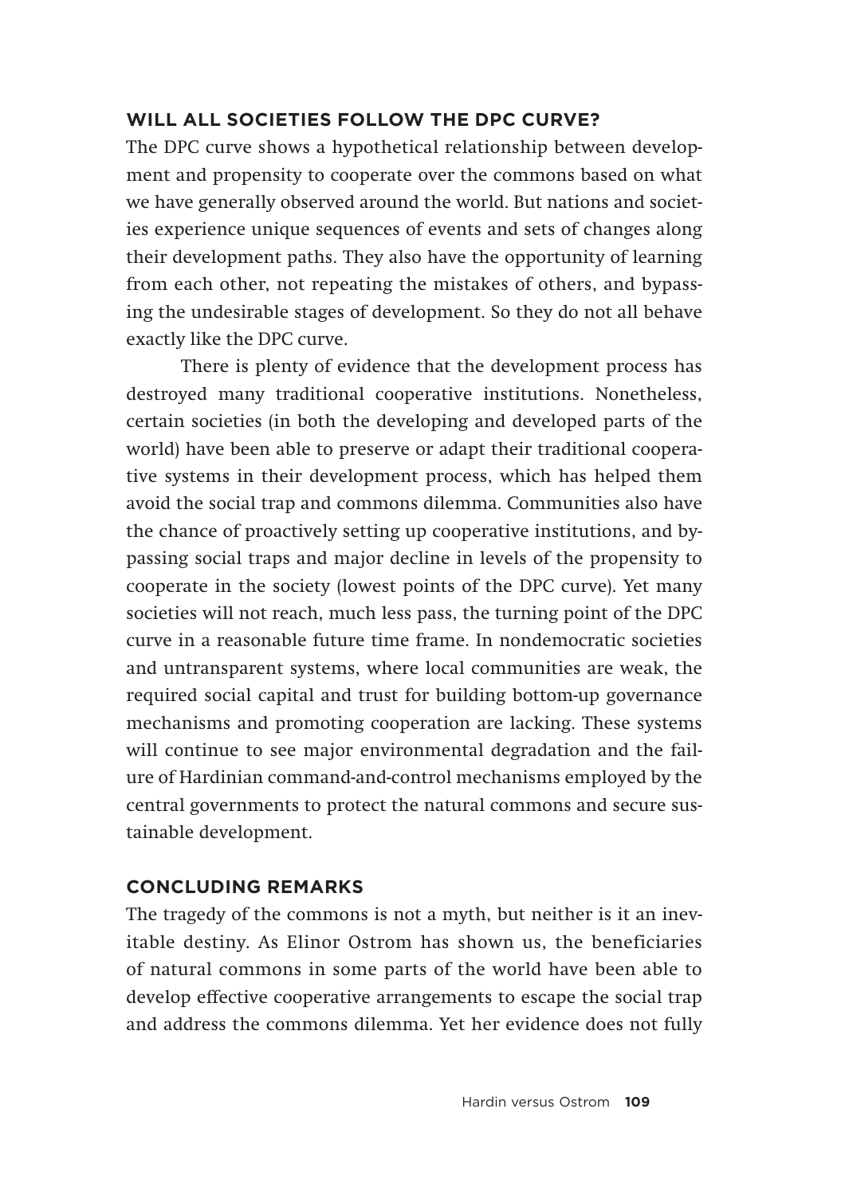## WILL ALL SOCIETIES FOLLOW THE DPC CURVE?

The DPC curve shows a hypothetical relationship between development and propensity to cooperate over the commons based on what we have generally observed around the world. But nations and societies experience unique sequences of events and sets of changes along their development paths. They also have the opportunity of learning from each other, not repeating the mistakes of others, and bypassing the undesirable stages of development. So they do not all behave exactly like the DPC curve.

There is plenty of evidence that the development process has destroyed many traditional cooperative institutions. Nonetheless, certain societies (in both the developing and developed parts of the world) have been able to preserve or adapt their traditional cooperative systems in their development process, which has helped them avoid the social trap and commons dilemma. Communities also have the chance of proactively setting up cooperative institutions, and bypassing social traps and major decline in levels of the propensity to cooperate in the society (lowest points of the DPC curve). Yet many societies will not reach, much less pass, the turning point of the DPC curve in a reasonable future time frame. In nondemocratic societies and untransparent systems, where local communities are weak, the required social capital and trust for building bottom-up governance mechanisms and promoting cooperation are lacking. These systems will continue to see major environmental degradation and the failure of Hardinian command-and-control mechanisms employed by the central governments to protect the natural commons and secure sustainable development.

## CONCLUDING REMARKS

The tragedy of the commons is not a myth, but neither is it an inevitable destiny. As Elinor Ostrom has shown us, the beneficiaries of natural commons in some parts of the world have been able to develop effective cooperative arrangements to escape the social trap and address the commons dilemma. Yet her evidence does not fully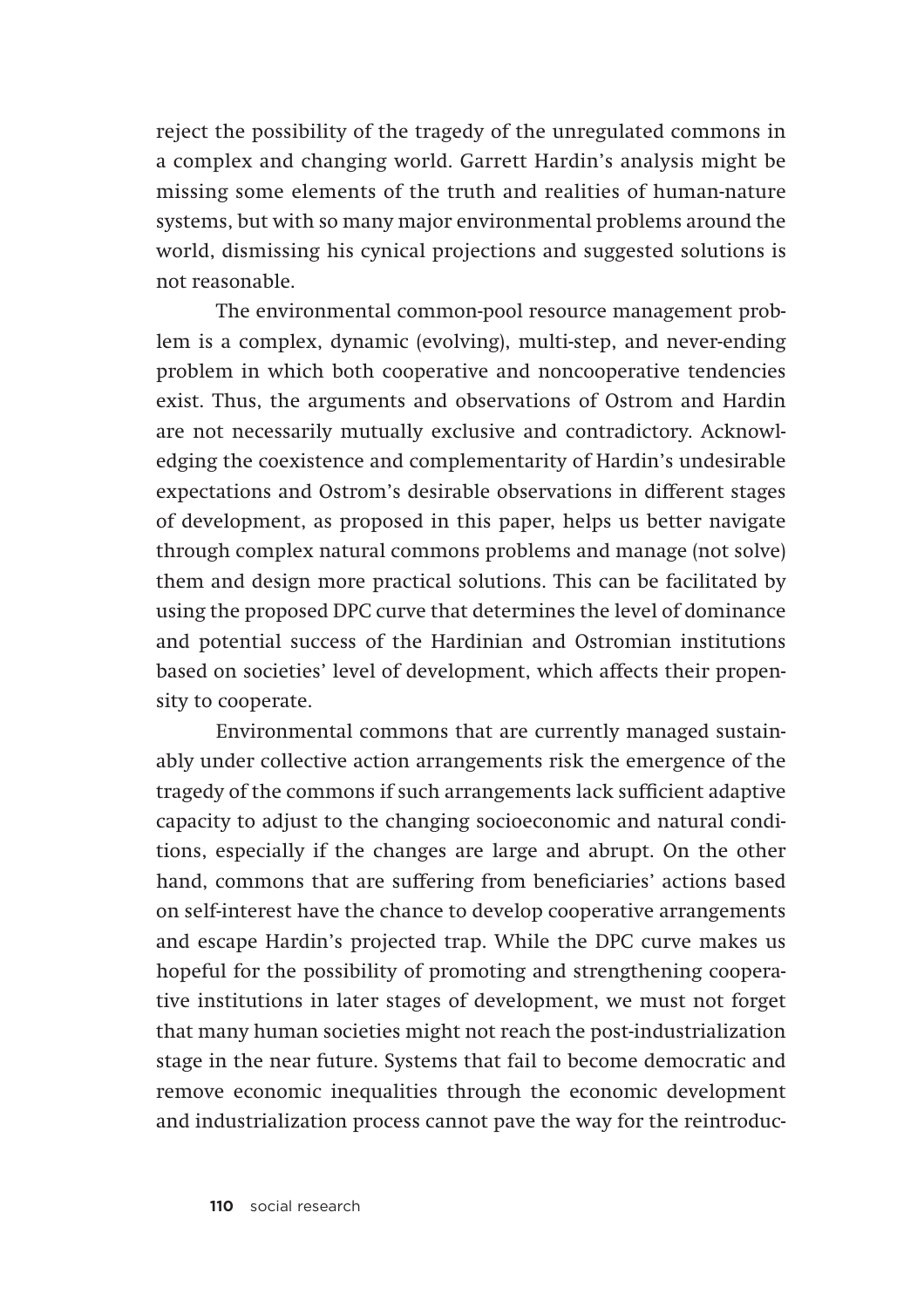reject the possibility of the tragedy of the unregulated commons in a complex and changing world. Garrett Hardin's analysis might be missing some elements of the truth and realities of human-nature systems, but with so many major environmental problems around the world, dismissing his cynical projections and suggested solutions is not reasonable.

The environmental common-pool resource management problem is a complex, dynamic (evolving), multi-step, and never-ending problem in which both cooperative and noncooperative tendencies exist. Thus, the arguments and observations of Ostrom and Hardin are not necessarily mutually exclusive and contradictory. Acknowledging the coexistence and complementarity of Hardin's undesirable expectations and Ostrom's desirable observations in different stages of development, as proposed in this paper, helps us better navigate through complex natural commons problems and manage (not solve) them and design more practical solutions. This can be facilitated by using the proposed DPC curve that determines the level of dominance and potential success of the Hardinian and Ostromian institutions based on societies' level of development, which affects their propensity to cooperate.

Environmental commons that are currently managed sustainably under collective action arrangements risk the emergence of the tragedy of the commons if such arrangements lack sufficient adaptive capacity to adjust to the changing socioeconomic and natural conditions, especially if the changes are large and abrupt. On the other hand, commons that are suffering from beneficiaries' actions based on self-interest have the chance to develop cooperative arrangements and escape Hardin's projected trap. While the DPC curve makes us hopeful for the possibility of promoting and strengthening cooperative institutions in later stages of development, we must not forget that many human societies might not reach the post-industrialization stage in the near future. Systems that fail to become democratic and remove economic inequalities through the economic development and industrialization process cannot pave the way for the reintroduc-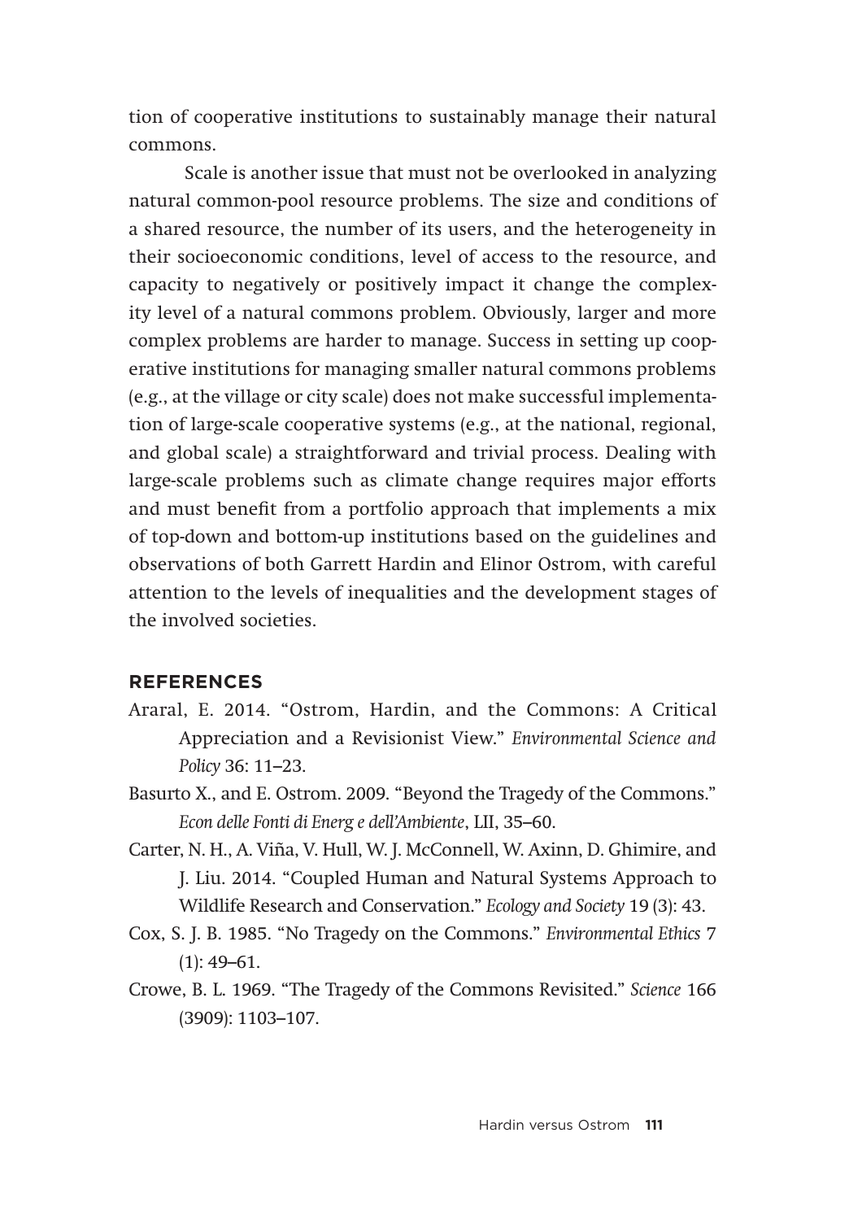tion of cooperative institutions to sustainably manage their natural commons.

Scale is another issue that must not be overlooked in analyzing natural common-pool resource problems. The size and conditions of a shared resource, the number of its users, and the heterogeneity in their socioeconomic conditions, level of access to the resource, and capacity to negatively or positively impact it change the complexity level of a natural commons problem. Obviously, larger and more complex problems are harder to manage. Success in setting up cooperative institutions for managing smaller natural commons problems (e.g., at the village or city scale) does not make successful implementation of large-scale cooperative systems (e.g., at the national, regional, and global scale) a straightforward and trivial process. Dealing with large-scale problems such as climate change requires major efforts and must benefit from a portfolio approach that implements a mix of top-down and bottom-up institutions based on the guidelines and observations of both Garrett Hardin and Elinor Ostrom, with careful attention to the levels of inequalities and the development stages of the involved societies.

## REFERENCES

Araral, E. 2014. "Ostrom, Hardin, and the Commons: A Critical Appreciation and a Revisionist View." *Environmental Science and Policy* 36: 11–23.

Basurto X., and E. Ostrom. 2009. "Beyond the Tragedy of the Commons." *Econ delle Fonti di Energ e dell'Ambiente*, LII, 35–60.

Carter, N. H., A. Viña, V. Hull, W. J. McConnell, W. Axinn, D. Ghimire, and J. Liu. 2014. "Coupled Human and Natural Systems Approach to Wildlife Research and Conservation." *Ecology and Society* 19 (3): 43.

Cox, S. J. B. 1985. "No Tragedy on the Commons." *Environmental Ethics* 7 (1): 49–61.

Crowe, B. L. 1969. "The Tragedy of the Commons Revisited." *Science* 166 (3909): 1103–107.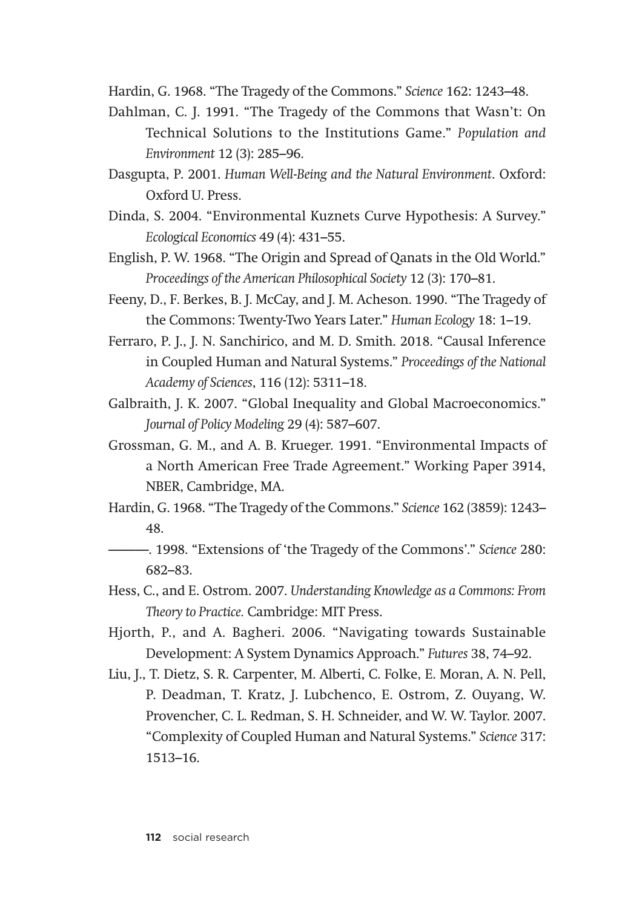Hardin, G. 1968. "The Tragedy of the Commons." *Science* 162: 1243–48.

Dahlman, C. J. 1991. "The Tragedy of the Commons that Wasn't: On Technical Solutions to the Institutions Game." *Population and Environment* 12 (3): 285–96.

Dasgupta, P. 2001. *Human Well-Being and the Natural Environment*. Oxford: Oxford U. Press.

Dinda, S. 2004. "Environmental Kuznets Curve Hypothesis: A Survey." *Ecological Economics* 49 (4): 431–55.

English, P. W. 1968. "The Origin and Spread of Qanats in the Old World." *Proceedings of the American Philosophical Society* 12 (3): 170–81.

Feeny, D., F. Berkes, B. J. McCay, and J. M. Acheson. 1990. "The Tragedy of the Commons: Twenty-Two Years Later." *Human Ecology* 18: 1–19.

Ferraro, P. J., J. N. Sanchirico, and M. D. Smith. 2018. "Causal Inference in Coupled Human and Natural Systems." *Proceedings of the National Academy of Sciences*, 116 (12): 5311–18.

Galbraith, J. K. 2007. "Global Inequality and Global Macroeconomics." *Journal of Policy Modeling* 29 (4): 587–607.

Grossman, G. M., and A. B. Krueger. 1991. "Environmental Impacts of a North American Free Trade Agreement." Working Paper 3914, NBER, Cambridge, MA.

Hardin, G. 1968. "The Tragedy of the Commons." *Science* 162 (3859): 1243–48.

———. 1998. "Extensions of 'the Tragedy of the Commons'." *Science* 280: 682–83.

Hess, C., and E. Ostrom. 2007. *Understanding Knowledge as a Commons: From Theory to Practice.* Cambridge: MIT Press.

Hjorth, P., and A. Bagheri. 2006. "Navigating towards Sustainable Development: A System Dynamics Approach." *Futures* 38, 74–92.

Liu, J., T. Dietz, S. R. Carpenter, M. Alberti, C. Folke, E. Moran, A. N. Pell, P. Deadman, T. Kratz, J. Lubchenco, E. Ostrom, Z. Ouyang, W. Provencher, C. L. Redman, S. H. Schneider, and W. W. Taylor. 2007. "Complexity of Coupled Human and Natural Systems." *Science* 317: 1513–16.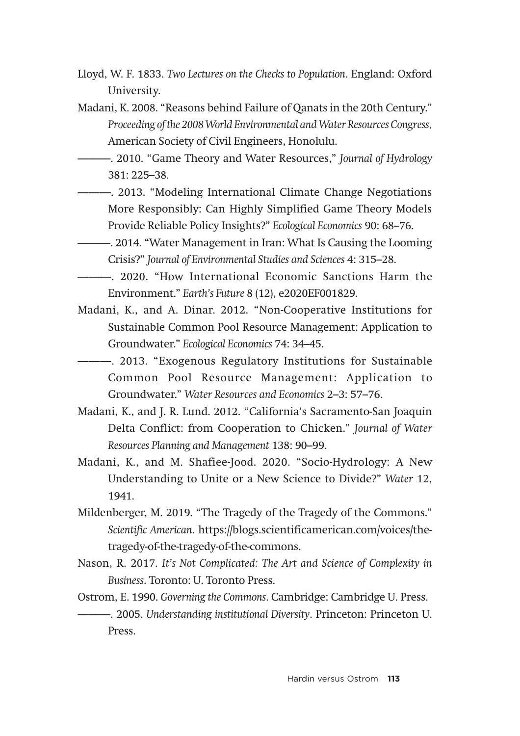Lloyd, W. F. 1833. *Two Lectures on the Checks to Population*. England: Oxford University.

Madani, K. 2008. "Reasons behind Failure of Qanats in the 20th Century." *Proceeding of the 2008 World Environmental and Water Resources Congress*, American Society of Civil Engineers, Honolulu.

———. 2010. "Game Theory and Water Resources," *Journal of Hydrology* 381: 225–38.

———. 2013. "Modeling International Climate Change Negotiations More Responsibly: Can Highly Simplified Game Theory Models Provide Reliable Policy Insights?" *Ecological Economics* 90: 68–76.

———. 2014. "Water Management in Iran: What Is Causing the Looming Crisis?" *Journal of Environmental Studies and Sciences* 4: 315–28.

———. 2020. "How International Economic Sanctions Harm the Environment." *Earth's Future* 8 (12), e2020EF001829.

Madani, K., and A. Dinar. 2012. "Non-Cooperative Institutions for Sustainable Common Pool Resource Management: Application to Groundwater." *Ecological Economics* 74: 34–45.

———. 2013. "Exogenous Regulatory Institutions for Sustainable Common Pool Resource Management: Application to Groundwater." *Water Resources and Economics* 2–3: 57–76.

Madani, K., and J. R. Lund. 2012. "California's Sacramento-San Joaquin Delta Conflict: from Cooperation to Chicken." *Journal of Water Resources Planning and Management* 138: 90–99.

Madani, K., and M. Shafiee-Jood. 2020. "Socio-Hydrology: A New Understanding to Unite or a New Science to Divide?" *Water* 12, 1941.

Mildenberger, M. 2019. "The Tragedy of the Tragedy of the Commons." *Scientific American*. https://blogs.scientificamerican.com/voices/the-tragedy-of-the-tragedy-of-the-commons.

Nason, R. 2017. *It's Not Complicated: The Art and Science of Complexity in Business*. Toronto: U. Toronto Press.

Ostrom, E. 1990. *Governing the Commons*. Cambridge: Cambridge U. Press.

———. 2005. *Understanding institutional Diversity*. Princeton: Princeton U. Press.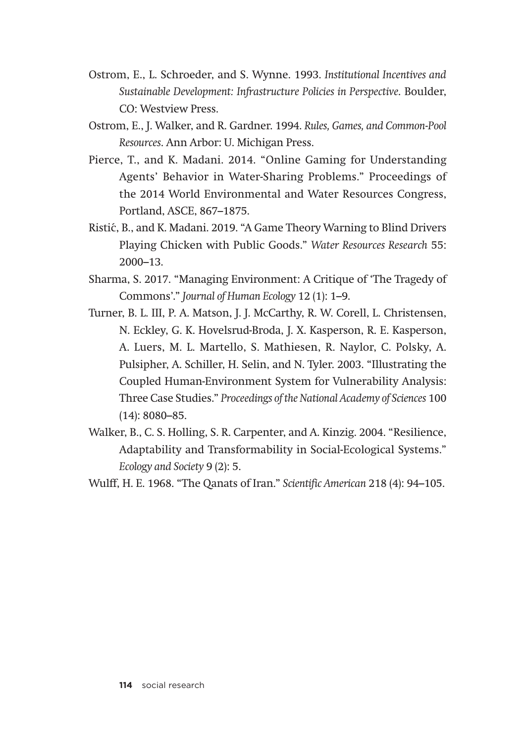Ostrom, E., L. Schroeder, and S. Wynne. 1993. *Institutional Incentives and Sustainable Development: Infrastructure Policies in Perspective*. Boulder, CO: Westview Press.

Ostrom, E., J. Walker, and R. Gardner. 1994. *Rules, Games, and Common-Pool Resources*. Ann Arbor: U. Michigan Press.

Pierce, T., and K. Madani. 2014. "Online Gaming for Understanding Agents' Behavior in Water-Sharing Problems." Proceedings of the 2014 World Environmental and Water Resources Congress, Portland, ASCE, 867–1875.

Ristić, B., and K. Madani. 2019. "A Game Theory Warning to Blind Drivers Playing Chicken with Public Goods." *Water Resources Research* 55: 2000–13.

Sharma, S. 2017. "Managing Environment: A Critique of 'The Tragedy of Commons'." *Journal of Human Ecology* 12 (1): 1–9.

Turner, B. L. III, P. A. Matson, J. J. McCarthy, R. W. Corell, L. Christensen, N. Eckley, G. K. Hovelsrud-Broda, J. X. Kasperson, R. E. Kasperson, A. Luers, M. L. Martello, S. Mathiesen, R. Naylor, C. Polsky, A. Pulsipher, A. Schiller, H. Selin, and N. Tyler. 2003. "Illustrating the Coupled Human-Environment System for Vulnerability Analysis: Three Case Studies." *Proceedings of the National Academy of Sciences* 100 (14): 8080–85.

Walker, B., C. S. Holling, S. R. Carpenter, and A. Kinzig. 2004. "Resilience, Adaptability and Transformability in Social-Ecological Systems." *Ecology and Society* 9 (2): 5.

Wulff, H. E. 1968. "The Qanats of Iran." *Scientific American* 218 (4): 94–105.